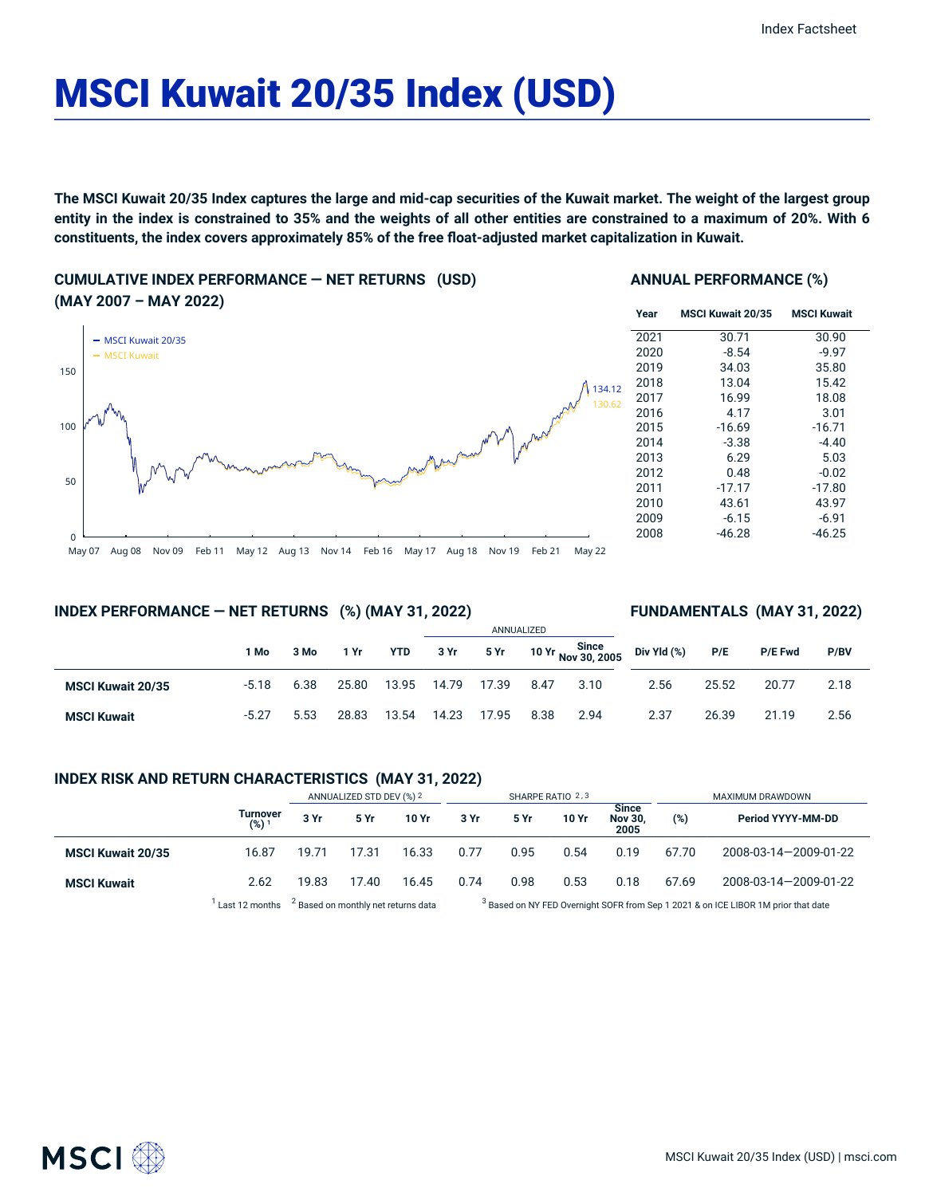Index Factsheet

# MSCI Kuwait 20/35 Index (USD)

**The MSCI Kuwait 20/35 Index captures the large and mid-cap securities of the Kuwait market. The weight of the largest group entity in the index is constrained to 35% and the weights of all other entities are constrained to a maximum of 20%. With 6 constituents, the index covers approximately 85% of the free float-adjusted market capitalization in Kuwait.**

## CUMULATIVE INDEX PERFORMANCE — NET RETURNS (USD) (MAY 2007 – MAY 2022)

MSCI Kuwait 20/35
MSCI Kuwait

150
100
50
0

134.12
130.62

May 07 Aug 08 Nov 09 Feb 11 May 12 Aug 13 Nov 14 Feb 16 May 17 Aug 18 Nov 19 Feb 21 May 22

## ANNUAL PERFORMANCE (%)

| Year | MSCI Kuwait 20/35 | MSCI Kuwait |
|---|---|---|
| 2021 | 30.71 | 30.90 |
| 2020 | -8.54 | -9.97 |
| 2019 | 34.03 | 35.80 |
| 2018 | 13.04 | 15.42 |
| 2017 | 16.99 | 18.08 |
| 2016 | 4.17 | 3.01 |
| 2015 | -16.69 | -16.71 |
| 2014 | -3.38 | -4.40 |
| 2013 | 6.29 | 5.03 |
| 2012 | 0.48 | -0.02 |
| 2011 | -17.17 | -17.80 |
| 2010 | 43.61 | 43.97 |
| 2009 | -6.15 | -6.91 |
| 2008 | -46.28 | -46.25 |

## INDEX PERFORMANCE — NET RETURNS (%) (MAY 31, 2022)

## FUNDAMENTALS (MAY 31, 2022)

| | | | | | ANNUALIZED | | | | | | | |
|---|---|---|---|---|---|---|---|---|---|---|---|---|
| | 1 Mo | 3 Mo | 1 Yr | YTD | 3 Yr | 5 Yr | 10 Yr | Since Nov 30, 2005 | Div Yld (%) | P/E | P/E Fwd | P/BV |
| **MSCI Kuwait 20/35** | -5.18 | 6.38 | 25.80 | 13.95 | 14.79 | 17.39 | 8.47 | 3.10 | 2.56 | 25.52 | 20.77 | 2.18 |
| **MSCI Kuwait** | -5.27 | 5.53 | 28.83 | 13.54 | 14.23 | 17.95 | 8.38 | 2.94 | 2.37 | 26.39 | 21.19 | 2.56 |

## INDEX RISK AND RETURN CHARACTERISTICS (MAY 31, 2022)

| | | ANNUALIZED STD DEV (%) [2] | | | SHARPE RATIO [2,3] | | | | MAXIMUM DRAWDOWN | |
|---|---|---|---|---|---|---|---|---|---|---|
| | Turnover (%) [1] | 3 Yr | 5 Yr | 10 Yr | 3 Yr | 5 Yr | 10 Yr | Since Nov 30, 2005 | (%) | Period YYYY-MM-DD |
| **MSCI Kuwait 20/35** | 16.87 | 19.71 | 17.31 | 16.33 | 0.77 | 0.95 | 0.54 | 0.19 | 67.70 | 2008-03-14—2009-01-22 |
| **MSCI Kuwait** | 2.62 | 19.83 | 17.40 | 16.45 | 0.74 | 0.98 | 0.53 | 0.18 | 67.69 | 2008-03-14—2009-01-22 |

[1] Last 12 months [2] Based on monthly net returns data [3] Based on NY FED Overnight SOFR from Sep 1 2021 & on ICE LIBOR 1M prior that date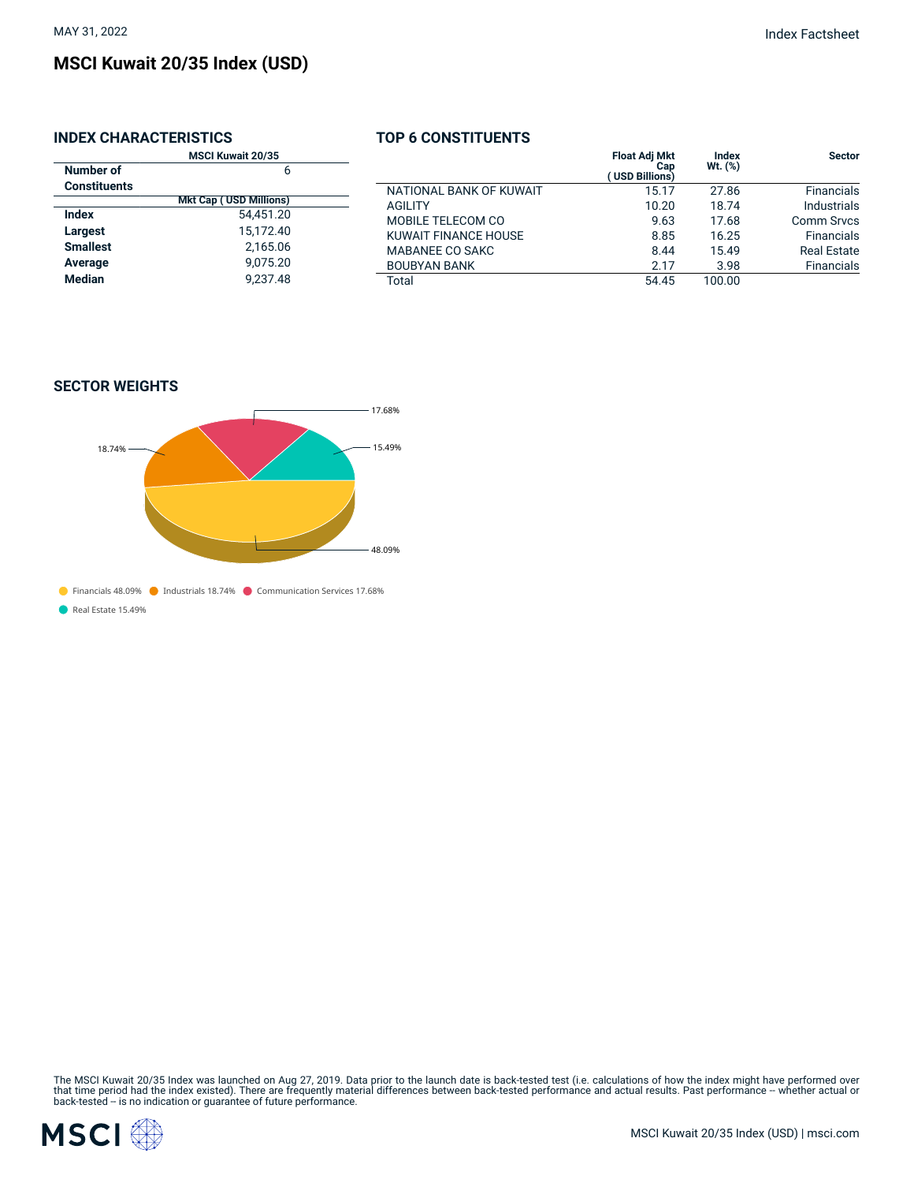MAY 31, 2022

Index Factsheet

# MSCI Kuwait 20/35 Index (USD)

## INDEX CHARACTERISTICS

| | MSCI Kuwait 20/35 |
|---|---|
| **Number of Constituents** | 6 |
| | **Mkt Cap ( USD Millions)** |
| **Index** | 54,451.20 |
| **Largest** | 15,172.40 |
| **Smallest** | 2,165.06 |
| **Average** | 9,075.20 |
| **Median** | 9,237.48 |

## TOP 6 CONSTITUENTS

| | Float Adj Mkt Cap ( USD Billions) | Index Wt. (%) | Sector |
|---|---|---|---|
| NATIONAL BANK OF KUWAIT | 15.17 | 27.86 | Financials |
| AGILITY | 10.20 | 18.74 | Industrials |
| MOBILE TELECOM CO | 9.63 | 17.68 | Comm Srvcs |
| KUWAIT FINANCE HOUSE | 8.85 | 16.25 | Financials |
| MABANEE CO SAKC | 8.44 | 15.49 | Real Estate |
| BOUBYAN BANK | 2.17 | 3.98 | Financials |
| Total | 54.45 | 100.00 | |

## SECTOR WEIGHTS

17.68%
15.49%
18.74%
48.09%

Financials 48.09% Industrials 18.74% Communication Services 17.68%
Real Estate 15.49%

The MSCI Kuwait 20/35 Index was launched on Aug 27, 2019. Data prior to the launch date is back-tested test (i.e. calculations of how the index might have performed over that time period had the index existed). There are frequently material differences between back-tested performance and actual results. Past performance -- whether actual or back-tested -- is no indication or guarantee of future performance.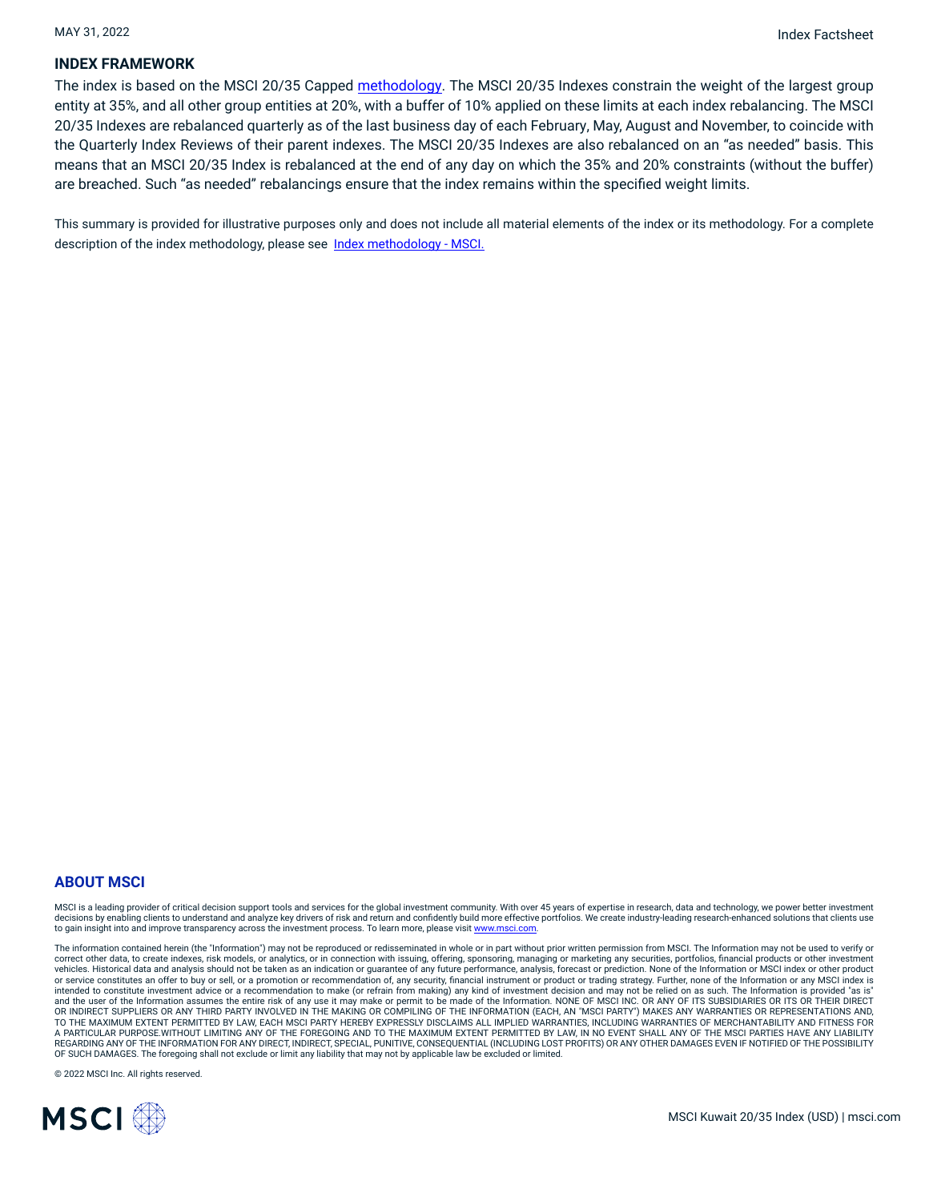## INDEX FRAMEWORK

The index is based on the MSCI 20/35 Capped methodology. The MSCI 20/35 Indexes constrain the weight of the largest group entity at 35%, and all other group entities at 20%, with a buffer of 10% applied on these limits at each index rebalancing. The MSCI 20/35 Indexes are rebalanced quarterly as of the last business day of each February, May, August and November, to coincide with the Quarterly Index Reviews of their parent indexes. The MSCI 20/35 Indexes are also rebalanced on an “as needed” basis. This means that an MSCI 20/35 Index is rebalanced at the end of any day on which the 35% and 20% constraints (without the buffer) are breached. Such “as needed” rebalancings ensure that the index remains within the specified weight limits.

This summary is provided for illustrative purposes only and does not include all material elements of the index or its methodology. For a complete description of the index methodology, please see Index methodology - MSCI.

## ABOUT MSCI

MSCI is a leading provider of critical decision support tools and services for the global investment community. With over 45 years of expertise in research, data and technology, we power better investment decisions by enabling clients to understand and analyze key drivers of risk and return and confidently build more effective portfolios. We create industry-leading research-enhanced solutions that clients use to gain insight into and improve transparency across the investment process. To learn more, please visit www.msci.com.

The information contained herein (the "Information") may not be reproduced or redisseminated in whole or in part without prior written permission from MSCI. The Information may not be used to verify or correct other data, to create indexes, risk models, or analytics, or in connection with issuing, offering, sponsoring, managing or marketing any securities, portfolios, financial products or other investment vehicles. Historical data and analysis should not be taken as an indication or guarantee of any future performance, analysis, forecast or prediction. None of the Information or MSCI index or other product or service constitutes an offer to buy or sell, or a promotion or recommendation of, any security, financial instrument or product or trading strategy. Further, none of the Information or any MSCI index is intended to constitute investment advice or a recommendation to make (or refrain from making) any kind of investment decision and may not be relied on as such. The Information is provided "as is" and the user of the Information assumes the entire risk of any use it may make or permit to be made of the Information. NONE OF MSCI INC. OR ANY OF ITS SUBSIDIARIES OR ITS OR THEIR DIRECT OR INDIRECT SUPPLIERS OR ANY THIRD PARTY INVOLVED IN THE MAKING OR COMPILING OF THE INFORMATION (EACH, AN "MSCI PARTY") MAKES ANY WARRANTIES OR REPRESENTATIONS AND, TO THE MAXIMUM EXTENT PERMITTED BY LAW, EACH MSCI PARTY HEREBY EXPRESSLY DISCLAIMS ALL IMPLIED WARRANTIES, INCLUDING WARRANTIES OF MERCHANTABILITY AND FITNESS FOR A PARTICULAR PURPOSE.WITHOUT LIMITING ANY OF THE FOREGOING AND TO THE MAXIMUM EXTENT PERMITTED BY LAW, IN NO EVENT SHALL ANY OF THE MSCI PARTIES HAVE ANY LIABILITY REGARDING ANY OF THE INFORMATION FOR ANY DIRECT, INDIRECT, SPECIAL, PUNITIVE, CONSEQUENTIAL (INCLUDING LOST PROFITS) OR ANY OTHER DAMAGES EVEN IF NOTIFIED OF THE POSSIBILITY OF SUCH DAMAGES. The foregoing shall not exclude or limit any liability that may not by applicable law be excluded or limited.

© 2022 MSCI Inc. All rights reserved.